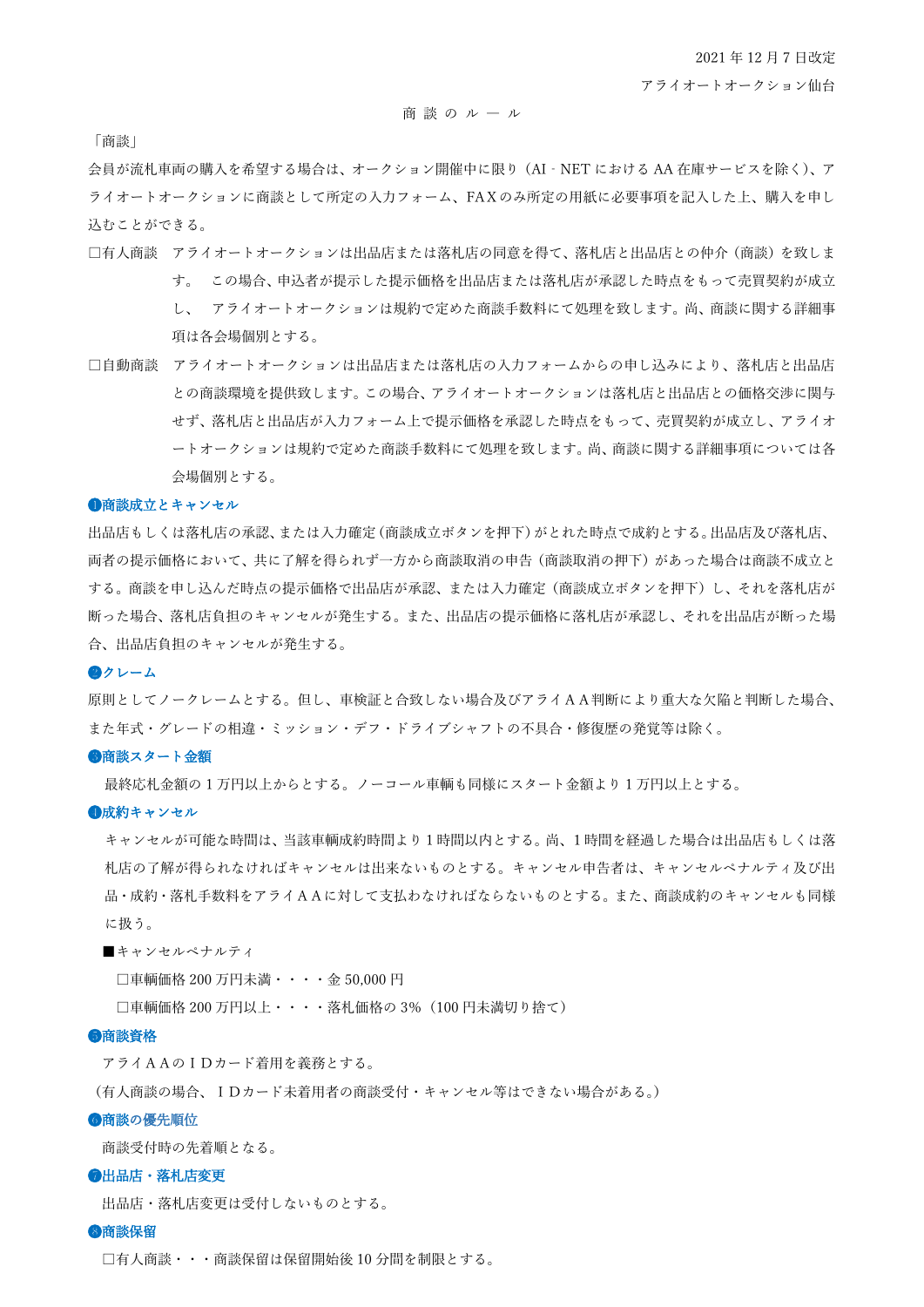2021 年 12 月 7 日改定

アライオートオークション仙台

# 商談のルール

「商談」

会員が流札車両の購入を希望する場合は、オークション開催中に限り（AI‐NET における AA 在庫サービスを除く）、アライオートオークションに商談として所定の入力フォーム、FAX のみ所定の用紙に必要事項を記入した上、購入を申し込むことができる。

□有人商談　アライオートオークションは出品店または落札店の同意を得て、落札店と出品店との仲介（商談）を致します。　この場合、申込者が提示した提示価格を出品店または落札店が承認した時点をもって売買契約が成立し、　アライオートオークションは規約で定めた商談手数料にて処理を致します。尚、商談に関する詳細事項は各会場個別とする。

□自動商談　アライオートオークションは出品店または落札店の入力フォームからの申し込みにより、落札店と出品店との商談環境を提供致します。この場合、アライオートオークションは落札店と出品店との価格交渉に関与せず、落札店と出品店が入力フォーム上で提示価格を承認した時点をもって、売買契約が成立し、アライオートオークションは規約で定めた商談手数料にて処理を致します。尚、商談に関する詳細事項については各会場個別とする。

### ❶商談成立とキャンセル

出品店もしくは落札店の承認、または入力確定（商談成立ボタンを押下）がとれた時点で成約とする。出品店及び落札店、両者の提示価格において、共に了解を得られず一方から商談取消の申告（商談取消の押下）があった場合は商談不成立とする。商談を申し込んだ時点の提示価格で出品店が承認、または入力確定（商談成立ボタンを押下）し、それを落札店が断った場合、落札店負担のキャンセルが発生する。また、出品店の提示価格に落札店が承認し、それを出品店が断った場合、出品店負担のキャンセルが発生する。

### ❷クレーム

原則としてノークレームとする。但し、車検証と合致しない場合及びアライＡＡ判断により重大な欠陥と判断した場合、また年式・グレードの相違・ミッション・デフ・ドライブシャフトの不具合・修復歴の発覚等は除く。

### ❸商談スタート金額

最終応札金額の 1 万円以上からとする。ノーコール車輌も同様にスタート金額より 1 万円以上とする。

### ❹成約キャンセル

キャンセルが可能な時間は、当該車輌成約時間より 1 時間以内とする。尚、1 時間を経過した場合は出品店もしくは落札店の了解が得られなければキャンセルは出来ないものとする。キャンセル申告者は、キャンセルペナルティ及び出品・成約・落札手数料をアライＡＡに対して支払わなければならないものとする。また、商談成約のキャンセルも同様に扱う。

■キャンセルペナルティ

- □車輌価格 200 万円未満・・・・金 50,000 円
- □車輌価格 200 万円以上・・・・落札価格の 3%（100 円未満切り捨て）

### ❺商談資格

アライＡＡのＩＤカード着用を義務とする。

（有人商談の場合、ＩＤカード未着用者の商談受付・キャンセル等はできない場合がある。）

### ❻商談の優先順位

商談受付時の先着順となる。

### ❼出品店・落札店変更

出品店・落札店変更は受付しないものとする。

### ❽商談保留

□有人商談・・・商談保留は保留開始後 10 分間を制限とする。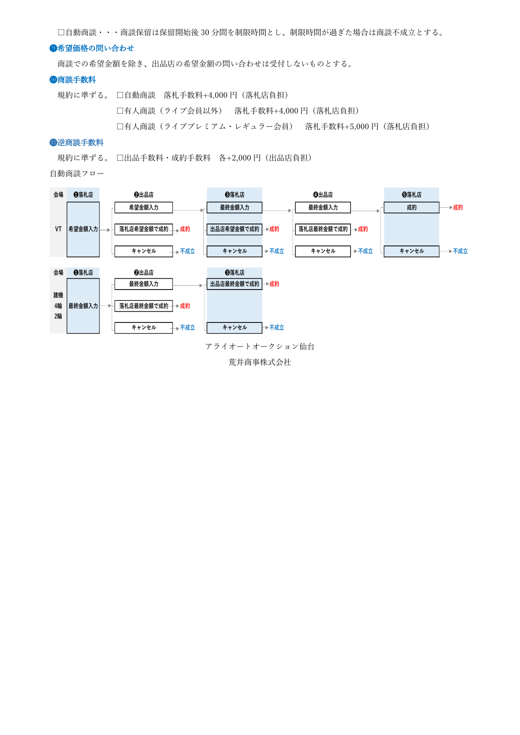□自動商談・・・商談保留は保留開始後 30 分間を制限時間とし、制限時間が過ぎた場合は商談不成立とする。

### ❾希望価格の問い合わせ

商談での希望金額を除き、出品店の希望金額の問い合わせは受付しないものとする。

### ❿商談手数料

規約に準ずる。 □自動商談　落札手数料+4,000 円（落札店負担）

□有人商談（ライブ会員以外）　落札手数料+4,000 円（落札店負担）

□有人商談（ライブプレミアム・レギュラー会員）　落札手数料+5,000 円（落札店負担）

### ⓫逆商談手数料

規約に準ずる。 □出品手数料・成約手数料　各+2,000 円（出品店負担）

自動商談フロー

| 会場 | ❶落札店 | ❷出品店 | ❸落札店 | ❹出品店 | ❺落札店 |
|---|---|---|---|---|---|
| VT | 希望金額入力 → | 希望金額入力 → | 最終金額入力 → | 最終金額入力 → | 成約 → 成約 |
| | | 落札店希望金額で成約 → 成約 | 出品店希望金額で成約 → 成約 | 落札店最終金額で成約 → 成約 | |
| | | キャンセル → 不成立 | キャンセル → 不成立 | キャンセル → 不成立 | キャンセル → 不成立 |

| 会場 | ❶落札店 | ❷出品店 | ❸落札店 |
|---|---|---|---|
| 建機 4輪 2輪 | 最終金額入力 → | 最終金額入力 → | 出品店最終金額で成約 → 成約 |
| | | 落札店最終金額で成約 → 成約 | |
| | | キャンセル → 不成立 | キャンセル → 不成立 |

アライオートオークション仙台

荒井商事株式会社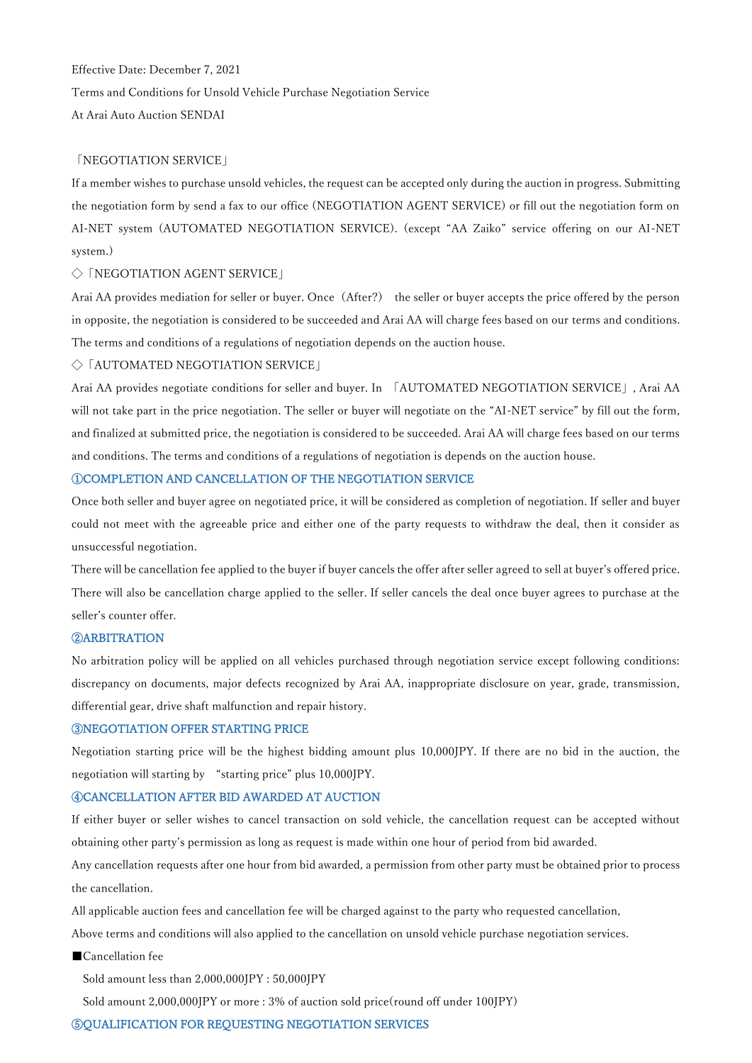Effective Date: December 7, 2021

Terms and Conditions for Unsold Vehicle Purchase Negotiation Service

At Arai Auto Auction SENDAI

「NEGOTIATION SERVICE」

If a member wishes to purchase unsold vehicles, the request can be accepted only during the auction in progress. Submitting the negotiation form by send a fax to our office (NEGOTIATION AGENT SERVICE) or fill out the negotiation form on AI-NET system (AUTOMATED NEGOTIATION SERVICE). (except "AA Zaiko" service offering on our AI-NET system.)

◇「NEGOTIATION AGENT SERVICE」

Arai AA provides mediation for seller or buyer. Once（After?） the seller or buyer accepts the price offered by the person in opposite, the negotiation is considered to be succeeded and Arai AA will charge fees based on our terms and conditions. The terms and conditions of a regulations of negotiation depends on the auction house.

◇「AUTOMATED NEGOTIATION SERVICE」

Arai AA provides negotiate conditions for seller and buyer. In 「AUTOMATED NEGOTIATION SERVICE」, Arai AA will not take part in the price negotiation. The seller or buyer will negotiate on the "AI-NET service" by fill out the form, and finalized at submitted price, the negotiation is considered to be succeeded. Arai AA will charge fees based on our terms and conditions. The terms and conditions of a regulations of negotiation is depends on the auction house.

## ①COMPLETION AND CANCELLATION OF THE NEGOTIATION SERVICE

Once both seller and buyer agree on negotiated price, it will be considered as completion of negotiation. If seller and buyer could not meet with the agreeable price and either one of the party requests to withdraw the deal, then it consider as unsuccessful negotiation.

There will be cancellation fee applied to the buyer if buyer cancels the offer after seller agreed to sell at buyer's offered price. There will also be cancellation charge applied to the seller. If seller cancels the deal once buyer agrees to purchase at the seller's counter offer.

## ②ARBITRATION

No arbitration policy will be applied on all vehicles purchased through negotiation service except following conditions: discrepancy on documents, major defects recognized by Arai AA, inappropriate disclosure on year, grade, transmission, differential gear, drive shaft malfunction and repair history.

## ③NEGOTIATION OFFER STARTING PRICE

Negotiation starting price will be the highest bidding amount plus 10,000JPY. If there are no bid in the auction, the negotiation will starting by "starting price" plus 10,000JPY.

## ④CANCELLATION AFTER BID AWARDED AT AUCTION

If either buyer or seller wishes to cancel transaction on sold vehicle, the cancellation request can be accepted without obtaining other party's permission as long as request is made within one hour of period from bid awarded.

Any cancellation requests after one hour from bid awarded, a permission from other party must be obtained prior to process the cancellation.

All applicable auction fees and cancellation fee will be charged against to the party who requested cancellation,

Above terms and conditions will also applied to the cancellation on unsold vehicle purchase negotiation services.

■Cancellation fee

Sold amount less than 2,000,000JPY : 50,000JPY

Sold amount 2,000,000JPY or more : 3% of auction sold price(round off under 100JPY)

## ⑤QUALIFICATION FOR REQUESTING NEGOTIATION SERVICES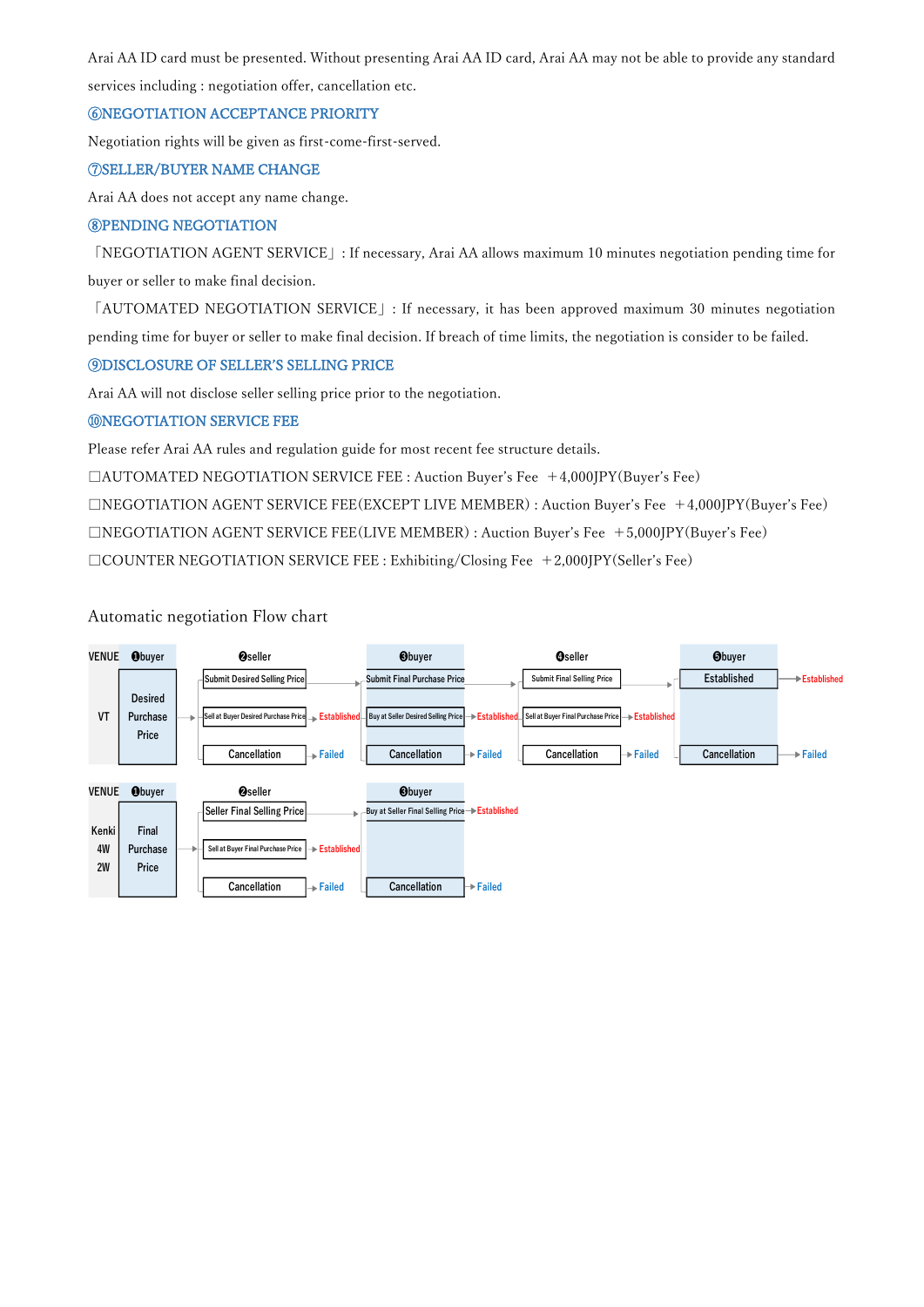Arai AA ID card must be presented. Without presenting Arai AA ID card, Arai AA may not be able to provide any standard services including : negotiation offer, cancellation etc.

### ⑥NEGOTIATION ACCEPTANCE PRIORITY

Negotiation rights will be given as first-come-first-served.

### ⑦SELLER/BUYER NAME CHANGE

Arai AA does not accept any name change.

### ⑧PENDING NEGOTIATION

「NEGOTIATION AGENT SERVICE」: If necessary, Arai AA allows maximum 10 minutes negotiation pending time for buyer or seller to make final decision.

「AUTOMATED NEGOTIATION SERVICE」: If necessary, it has been approved maximum 30 minutes negotiation pending time for buyer or seller to make final decision. If breach of time limits, the negotiation is consider to be failed.

### ⑨DISCLOSURE OF SELLER'S SELLING PRICE

Arai AA will not disclose seller selling price prior to the negotiation.

### ⑩NEGOTIATION SERVICE FEE

Please refer Arai AA rules and regulation guide for most recent fee structure details.

□AUTOMATED NEGOTIATION SERVICE FEE : Auction Buyer's Fee ＋4,000JPY(Buyer's Fee)

□NEGOTIATION AGENT SERVICE FEE(EXCEPT LIVE MEMBER) : Auction Buyer's Fee ＋4,000JPY(Buyer's Fee)

□NEGOTIATION AGENT SERVICE FEE(LIVE MEMBER) : Auction Buyer's Fee ＋5,000JPY(Buyer's Fee)

□COUNTER NEGOTIATION SERVICE FEE : Exhibiting/Closing Fee ＋2,000JPY(Seller's Fee)

Automatic negotiation Flow chart

VENUE ❶buyer ❷seller ❸buyer ❹seller ❺buyer

VT

Desired Purchase Price

Submit Desired Selling Price

Sell at Buyer Desired Purchase Price → Established

Cancellation → Failed

Submit Final Purchase Price

Buy at Seller Desired Selling Price → Established

Cancellation → Failed

Submit Final Selling Price

Sell at Buyer Final Purchase Price → Established

Cancellation → Failed

Established → Established

Cancellation → Failed

VENUE ❶buyer ❷seller ❸buyer

Kenki 4W 2W

Final Purchase Price

Seller Final Selling Price

Sell at Buyer Final Purchase Price → Established

Cancellation → Failed

Buy at Seller Final Selling Price → Established

Cancellation → Failed